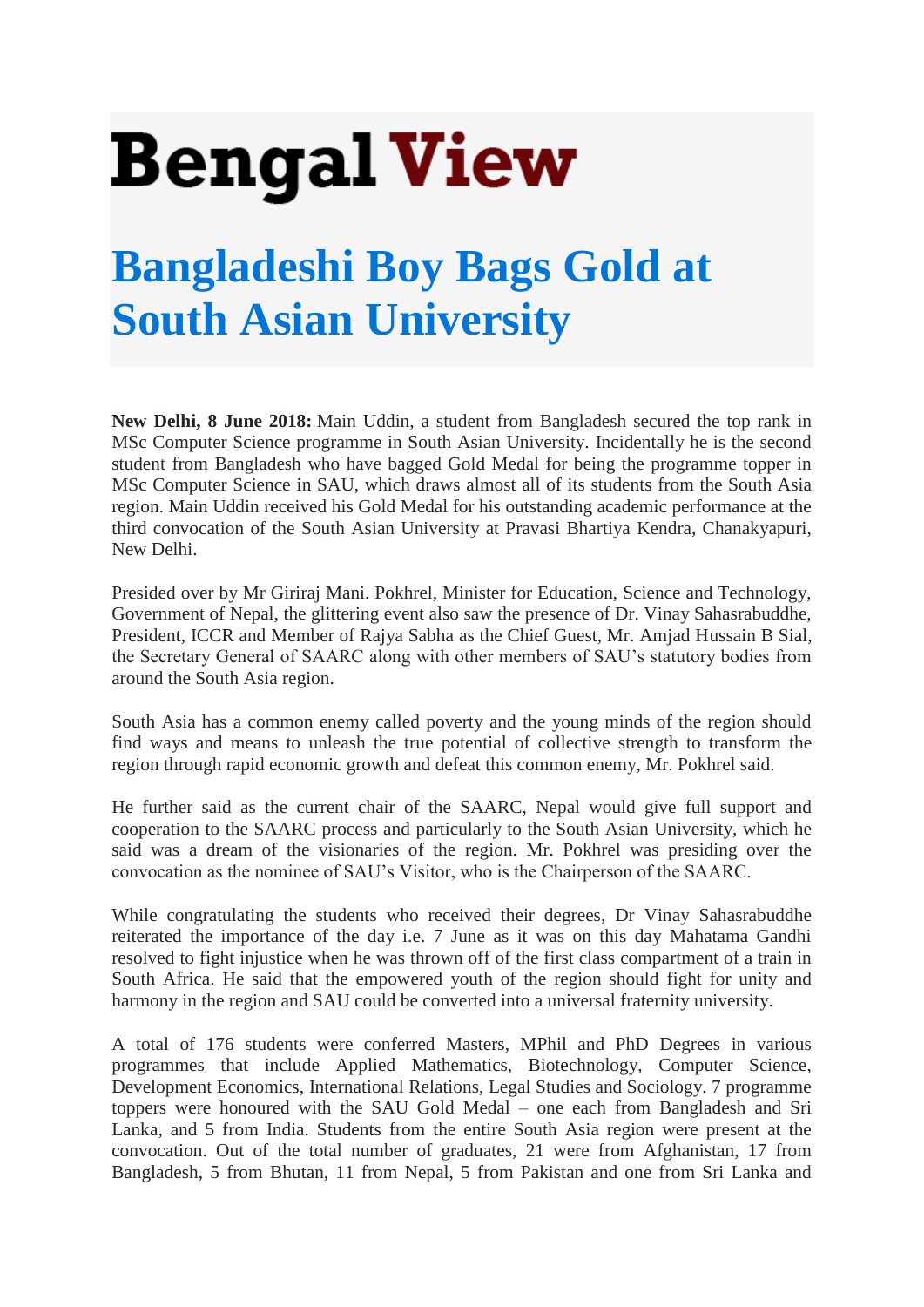# Bengal View

# Bangladeshi Boy Bags Gold at South Asian University

**New Delhi, 8 June 2018:** Main Uddin, a student from Bangladesh secured the top rank in MSc Computer Science programme in South Asian University. Incidentally he is the second student from Bangladesh who have bagged Gold Medal for being the programme topper in MSc Computer Science in SAU, which draws almost all of its students from the South Asia region. Main Uddin received his Gold Medal for his outstanding academic performance at the third convocation of the South Asian University at Pravasi Bhartiya Kendra, Chanakyapuri, New Delhi.

Presided over by Mr Giriraj Mani. Pokhrel, Minister for Education, Science and Technology, Government of Nepal, the glittering event also saw the presence of Dr. Vinay Sahasrabuddhe, President, ICCR and Member of Rajya Sabha as the Chief Guest, Mr. Amjad Hussain B Sial, the Secretary General of SAARC along with other members of SAU's statutory bodies from around the South Asia region.

South Asia has a common enemy called poverty and the young minds of the region should find ways and means to unleash the true potential of collective strength to transform the region through rapid economic growth and defeat this common enemy, Mr. Pokhrel said.

He further said as the current chair of the SAARC, Nepal would give full support and cooperation to the SAARC process and particularly to the South Asian University, which he said was a dream of the visionaries of the region. Mr. Pokhrel was presiding over the convocation as the nominee of SAU's Visitor, who is the Chairperson of the SAARC.

While congratulating the students who received their degrees, Dr Vinay Sahasrabuddhe reiterated the importance of the day i.e. 7 June as it was on this day Mahatama Gandhi resolved to fight injustice when he was thrown off of the first class compartment of a train in South Africa. He said that the empowered youth of the region should fight for unity and harmony in the region and SAU could be converted into a universal fraternity university.

A total of 176 students were conferred Masters, MPhil and PhD Degrees in various programmes that include Applied Mathematics, Biotechnology, Computer Science, Development Economics, International Relations, Legal Studies and Sociology. 7 programme toppers were honoured with the SAU Gold Medal – one each from Bangladesh and Sri Lanka, and 5 from India. Students from the entire South Asia region were present at the convocation. Out of the total number of graduates, 21 were from Afghanistan, 17 from Bangladesh, 5 from Bhutan, 11 from Nepal, 5 from Pakistan and one from Sri Lanka and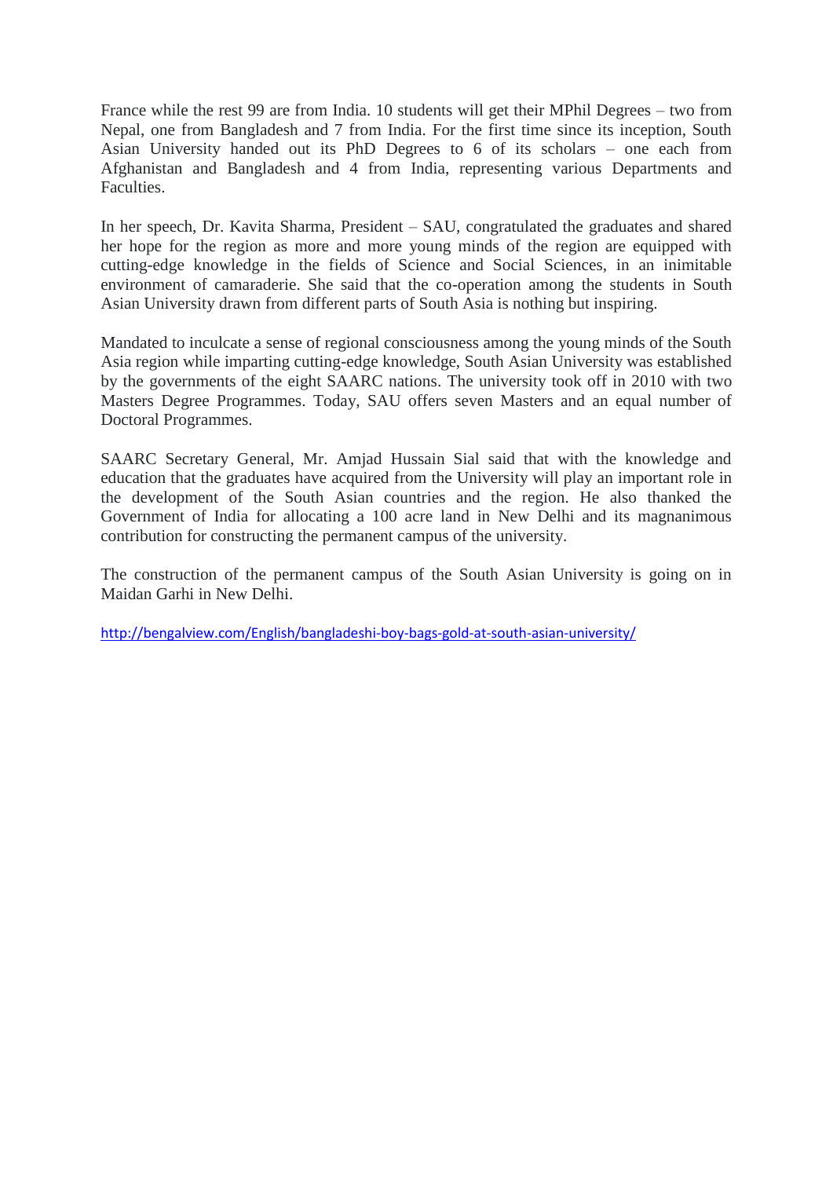France while the rest 99 are from India. 10 students will get their MPhil Degrees – two from Nepal, one from Bangladesh and 7 from India. For the first time since its inception, South Asian University handed out its PhD Degrees to 6 of its scholars – one each from Afghanistan and Bangladesh and 4 from India, representing various Departments and Faculties.

In her speech, Dr. Kavita Sharma, President – SAU, congratulated the graduates and shared her hope for the region as more and more young minds of the region are equipped with cutting-edge knowledge in the fields of Science and Social Sciences, in an inimitable environment of camaraderie. She said that the co-operation among the students in South Asian University drawn from different parts of South Asia is nothing but inspiring.

Mandated to inculcate a sense of regional consciousness among the young minds of the South Asia region while imparting cutting-edge knowledge, South Asian University was established by the governments of the eight SAARC nations. The university took off in 2010 with two Masters Degree Programmes. Today, SAU offers seven Masters and an equal number of Doctoral Programmes.

SAARC Secretary General, Mr. Amjad Hussain Sial said that with the knowledge and education that the graduates have acquired from the University will play an important role in the development of the South Asian countries and the region. He also thanked the Government of India for allocating a 100 acre land in New Delhi and its magnanimous contribution for constructing the permanent campus of the university.

The construction of the permanent campus of the South Asian University is going on in Maidan Garhi in New Delhi.

http://bengalview.com/English/bangladeshi-boy-bags-gold-at-south-asian-university/